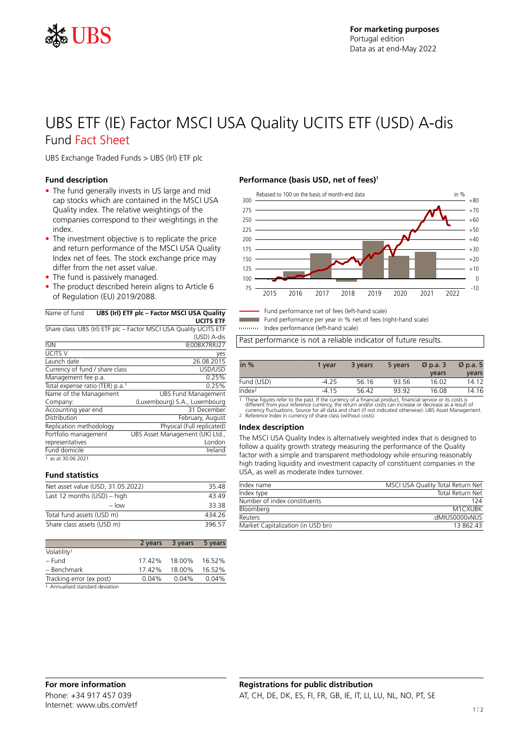For marketing purposes
Portugal edition
Data as at end-May 2022

# UBS ETF (IE) Factor MSCI USA Quality UCITS ETF (USD) A-dis

## Fund Fact Sheet

UBS Exchange Traded Funds > UBS (Irl) ETF plc

### Fund description

- The fund generally invests in US large and mid cap stocks which are contained in the MSCI USA Quality index. The relative weightings of the companies correspond to their weightings in the index.
- The investment objective is to replicate the price and return performance of the MSCI USA Quality Index net of fees. The stock exchange price may differ from the net asset value.
- The fund is passively managed.
- The product described herein aligns to Article 6 of Regulation (EU) 2019/2088.

| | |
|---|---|
| Name of fund | **UBS (Irl) ETF plc – Factor MSCI USA Quality UCITS ETF** |
| Share class | UBS (Irl) ETF plc – Factor MSCI USA Quality UCITS ETF (USD) A-dis |
| ISIN | IE00BX7RRJ27 |
| UCITS V | yes |
| Launch date | 26.08.2015 |
| Currency of fund / share class | USD/USD |
| Management fee p.a. | 0.25% |
| Total expense ratio (TER) p.a.[1] | 0.25% |
| Name of the Management Company: | UBS Fund Management (Luxembourg) S.A., Luxembourg |
| Accounting year end | 31 December |
| Distribution | February, August |
| Replication methodology | Physical (Full replicated) |
| Portfolio management representatives | UBS Asset Management (UK) Ltd., London |
| Fund domicile | Ireland |

1 as at 30.06.2021

### Fund statistics

| | |
|---|---|
| Net asset value (USD, 31.05.2022) | 35.48 |
| Last 12 months (USD) – high | 43.49 |
| – low | 33.38 |
| Total fund assets (USD m) | 434.26 |
| Share class assets (USD m) | 396.57 |

| | 2 years | 3 years | 5 years |
|---|---|---|---|
| Volatility[1] | | | |
| – Fund | 17.42% | 18.00% | 16.52% |
| – Benchmark | 17.42% | 18.00% | 16.52% |
| Tracking error (ex post) | 0.04% | 0.04% | 0.04% |

1 Annualised standard deviation

### Performance (basis USD, net of fees)[1]

Rebased to 100 on the basis of month-end data

Fund performance net of fees (left-hand scale)
Fund performance per year in % net of fees (right-hand scale)
Index performance (left-hand scale)

Past performance is not a reliable indicator of future results.

| in % | 1 year | 3 years | 5 years | Ø p.a. 3 years | Ø p.a. 5 years |
|---|---|---|---|---|---|
| Fund (USD) | -4.25 | 56.16 | 93.56 | 16.02 | 14.12 |
| Index[2] | -4.15 | 56.42 | 93.92 | 16.08 | 14.16 |

1 These figures refer to the past. If the currency of a financial product, financial service or its costs is different from your reference currency, the return and/or costs can increase or decrease as a result of currency fluctuations. Source for all data and chart (if not indicated otherwise): UBS Asset Management.
2 Reference Index in currency of share class (without costs)

### Index description

The MSCI USA Quality Index is alternatively weighted index that is designed to follow a quality growth strategy measuring the performance of the Quality factor with a simple and transparent methodology while ensuring reasonably high trading liquidity and investment capacity of constituent companies in the USA, as well as moderate Index turnover.

| | |
|---|---|
| Index name | MSCI USA Quality Total Return Net |
| Index type | Total Return Net |
| Number of index constituents | 124 |
| Bloomberg | M1CXUBK |
| Reuters | .dMIUS0000vNUS |
| Market Capitalization (in USD bn) | 13 862.43 |

### For more information

Phone: +34 917 457 039
Internet: www.ubs.com/etf

### Registrations for public distribution

AT, CH, DE, DK, ES, FI, FR, GB, IE, IT, LI, LU, NL, NO, PT, SE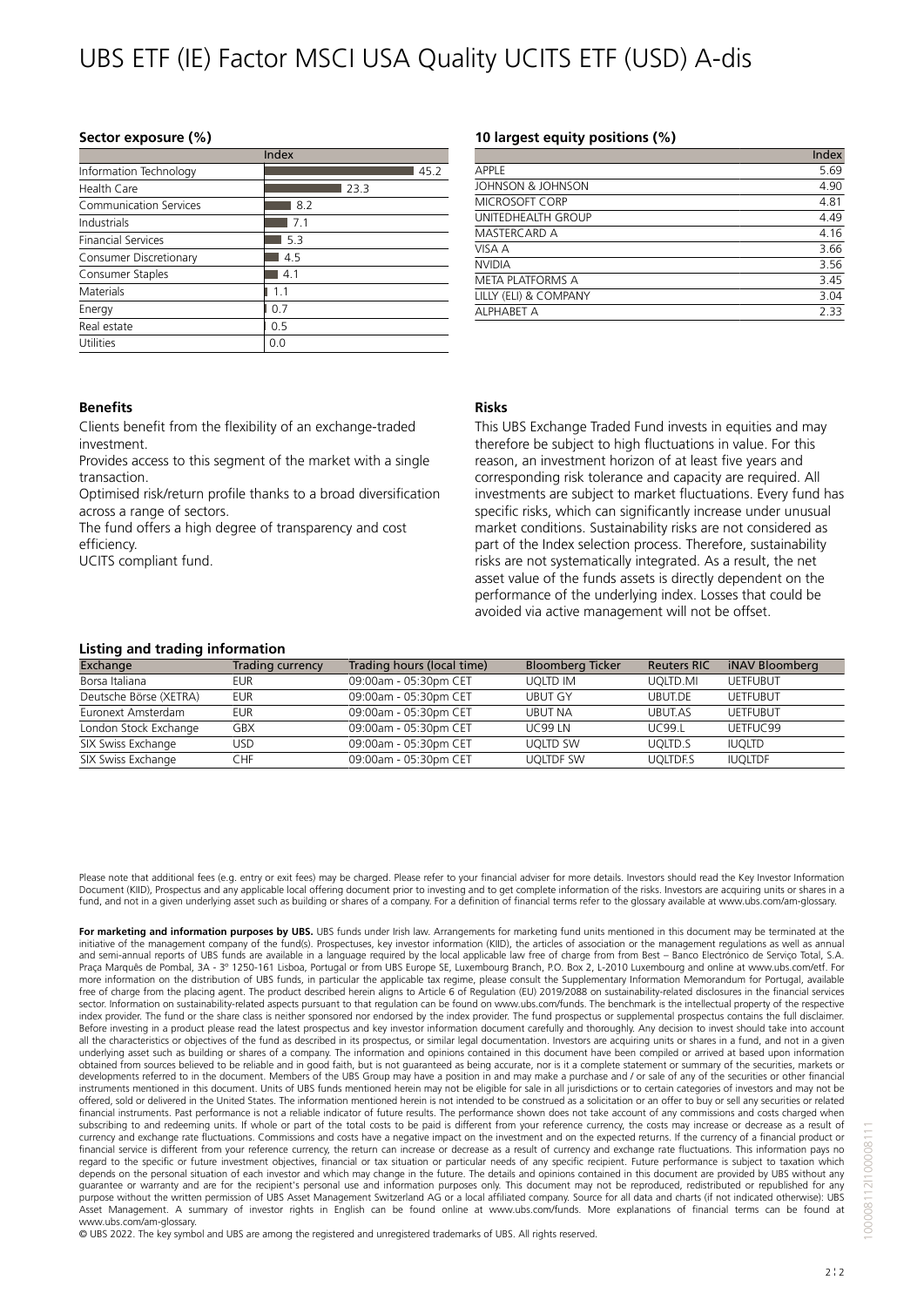# UBS ETF (IE) Factor MSCI USA Quality UCITS ETF (USD) A-dis

### Sector exposure (%)

Index

Information Technology 45.2

Health Care 23.3

Communication Services 8.2

Industrials 7.1

Financial Services 5.3

Consumer Discretionary 4.5

Consumer Staples 4.1

Materials 1.1

Energy 0.7

Real estate 0.5

Utilities 0.0

### 10 largest equity positions (%)

| | Index |
|---|---|
| APPLE | 5.69 |
| JOHNSON & JOHNSON | 4.90 |
| MICROSOFT CORP | 4.81 |
| UNITEDHEALTH GROUP | 4.49 |
| MASTERCARD A | 4.16 |
| VISA A | 3.66 |
| NVIDIA | 3.56 |
| META PLATFORMS A | 3.45 |
| LILLY (ELI) & COMPANY | 3.04 |
| ALPHABET A | 2.33 |

### Benefits

Clients benefit from the flexibility of an exchange-traded investment.

Provides access to this segment of the market with a single transaction.

Optimised risk/return profile thanks to a broad diversification across a range of sectors.

The fund offers a high degree of transparency and cost efficiency.

UCITS compliant fund.

### Risks

This UBS Exchange Traded Fund invests in equities and may therefore be subject to high fluctuations in value. For this reason, an investment horizon of at least five years and corresponding risk tolerance and capacity are required. All investments are subject to market fluctuations. Every fund has specific risks, which can significantly increase under unusual market conditions. Sustainability risks are not considered as part of the Index selection process. Therefore, sustainability risks are not systematically integrated. As a result, the net asset value of the funds assets is directly dependent on the performance of the underlying index. Losses that could be avoided via active management will not be offset.

### Listing and trading information

| Exchange | Trading currency | Trading hours (local time) | Bloomberg Ticker | Reuters RIC | iNAV Bloomberg |
|---|---|---|---|---|---|
| Borsa Italiana | EUR | 09:00am - 05:30pm CET | UQLTD IM | UQLTD.MI | UETFUBUT |
| Deutsche Börse (XETRA) | EUR | 09:00am - 05:30pm CET | UBUT GY | UBUT.DE | UETFUBUT |
| Euronext Amsterdam | EUR | 09:00am - 05:30pm CET | UBUT NA | UBUT.AS | UETFUBUT |
| London Stock Exchange | GBX | 09:00am - 05:30pm CET | UC99 LN | UC99.L | UETFUC99 |
| SIX Swiss Exchange | USD | 09:00am - 05:30pm CET | UQLTD SW | UQLTD.S | IUQLTD |
| SIX Swiss Exchange | CHF | 09:00am - 05:30pm CET | UQLTDF SW | UQLTDF.S | IUQLTDF |

Please note that additional fees (e.g. entry or exit fees) may be charged. Please refer to your financial adviser for more details. Investors should read the Key Investor Information Document (KIID), Prospectus and any applicable local offering document prior to investing and to get complete information of the risks. Investors are acquiring units or shares in a fund, and not in a given underlying asset such as building or shares of a company. For a definition of financial terms refer to the glossary available at www.ubs.com/am-glossary.

**For marketing and information purposes by UBS.** UBS funds under Irish law. Arrangements for marketing fund units mentioned in this document may be terminated at the initiative of the management company of the fund(s). Prospectuses, key investor information (KIID), the articles of association or the management regulations as well as annual and semi-annual reports of UBS funds are available in a language required by the local applicable law free of charge from from Best – Banco Electrónico de Serviço Total, S.A. Praça Marquês de Pombal, 3A - 3º 1250-161 Lisboa, Portugal or from UBS Europe SE, Luxembourg Branch, P.O. Box 2, L-2010 Luxembourg and online at www.ubs.com/etf. For more information on the distribution of UBS funds, in particular the applicable tax regime, please consult the Supplementary Information Memorandum for Portugal, available free of charge from the placing agent. The product described herein aligns to Article 6 of Regulation (EU) 2019/2088 on sustainability-related disclosures in the financial services sector. Information on sustainability-related aspects pursuant to that regulation can be found on www.ubs.com/funds. The benchmark is the intellectual property of the respective index provider. The fund or the share class is neither sponsored nor endorsed by the index provider. The fund prospectus or supplemental prospectus contains the full disclaimer. Before investing in a product please read the latest prospectus and key investor information document carefully and thoroughly. Any decision to invest should take into account all the characteristics or objectives of the fund as described in its prospectus, or similar legal documentation. Investors are acquiring units or shares in a fund, and not in a given underlying asset such as building or shares of a company. The information and opinions contained in this document have been compiled or arrived at based upon information obtained from sources believed to be reliable and in good faith, but is not guaranteed as being accurate, nor is it a complete statement or summary of the securities, markets or developments referred to in the document. Members of the UBS Group may have a position in and may make a purchase and / or sale of any of the securities or other financial instruments mentioned in this document. Units of UBS funds mentioned herein may not be eligible for sale in all jurisdictions or to certain categories of investors and may not be offered, sold or delivered in the United States. The information mentioned herein is not intended to be construed as a solicitation or an offer to buy or sell any securities or related financial instruments. Past performance is not a reliable indicator of future results. The performance shown does not take account of any commissions and costs charged when subscribing to and redeeming units. If whole or part of the total costs to be paid is different from your reference currency, the costs may increase or decrease as a result of currency and exchange rate fluctuations. Commissions and costs have a negative impact on the investment and on the expected returns. If the currency of a financial product or financial service is different from your reference currency, the return can increase or decrease as a result of currency and exchange rate fluctuations. This information pays no regard to the specific or future investment objectives, financial or tax situation or particular needs of any specific recipient. Future performance is subject to taxation which depends on the personal situation of each investor and which may change in the future. The details and opinions contained in this document are provided by UBS without any guarantee or warranty and are for the recipient's personal use and information purposes only. This document may not be reproduced, redistributed or republished for any purpose without the written permission of UBS Asset Management Switzerland AG or a local affiliated company. Source for all data and charts (if not indicated otherwise): UBS Asset Management. A summary of investor rights in English can be found online at www.ubs.com/funds. More explanations of financial terms can be found at www.ubs.com/am-glossary.

© UBS 2022. The key symbol and UBS are among the registered and unregistered trademarks of UBS. All rights reserved.